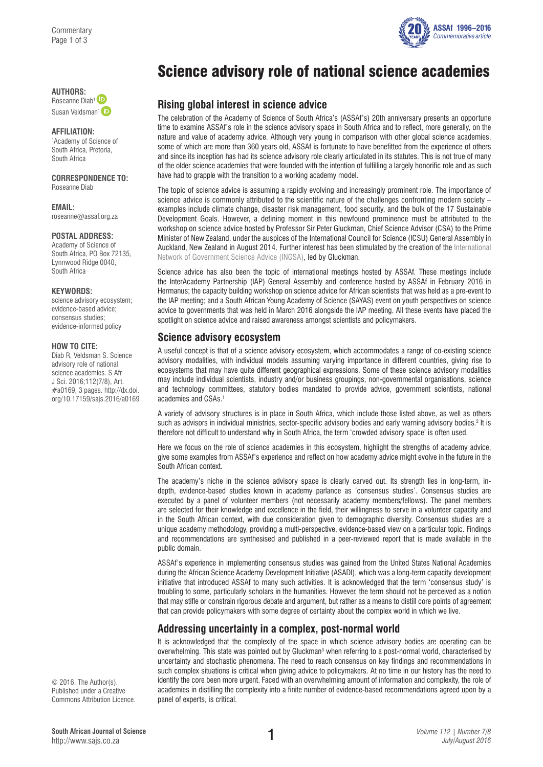# Science advisory role of national science academies

**AUTHORS:**
Roseanne Diab[1]
Susan Veldsman[1]

**AFFILIATION:**
[1]Academy of Science of South Africa, Pretoria, South Africa

**CORRESPONDENCE TO:**
Roseanne Diab

**EMAIL:**
roseanne@assaf.org.za

**POSTAL ADDRESS:**
Academy of Science of South Africa, PO Box 72135, Lynnwood Ridge 0040, South Africa

**KEYWORDS:**
science advisory ecosystem; evidence-based advice; consensus studies; evidence-informed policy

**HOW TO CITE:**
Diab R, Veldsman S. Science advisory role of national science academies. S Afr J Sci. 2016;112(7/8), Art. #a0169, 3 pages. http://dx.doi.org/10.17159/sajs.2016/a0169

© 2016. The Author(s). Published under a Creative Commons Attribution Licence.

## Rising global interest in science advice

The celebration of the Academy of Science of South Africa's (ASSAf's) 20th anniversary presents an opportune time to examine ASSAf's role in the science advisory space in South Africa and to reflect, more generally, on the nature and value of academy advice. Although very young in comparison with other global science academies, some of which are more than 360 years old, ASSAf is fortunate to have benefitted from the experience of others and since its inception has had its science advisory role clearly articulated in its statutes. This is not true of many of the older science academies that were founded with the intention of fulfilling a largely honorific role and as such have had to grapple with the transition to a working academy model.

The topic of science advice is assuming a rapidly evolving and increasingly prominent role. The importance of science advice is commonly attributed to the scientific nature of the challenges confronting modern society – examples include climate change, disaster risk management, food security, and the bulk of the 17 Sustainable Development Goals. However, a defining moment in this newfound prominence must be attributed to the workshop on science advice hosted by Professor Sir Peter Gluckman, Chief Science Advisor (CSA) to the Prime Minister of New Zealand, under the auspices of the International Council for Science (ICSU) General Assembly in Auckland, New Zealand in August 2014. Further interest has been stimulated by the creation of the International Network of Government Science Advice (INGSA), led by Gluckman.

Science advice has also been the topic of international meetings hosted by ASSAf. These meetings include the InterAcademy Partnership (IAP) General Assembly and conference hosted by ASSAf in February 2016 in Hermanus; the capacity building workshop on science advice for African scientists that was held as a pre-event to the IAP meeting; and a South African Young Academy of Science (SAYAS) event on youth perspectives on science advice to governments that was held in March 2016 alongside the IAP meeting. All these events have placed the spotlight on science advice and raised awareness amongst scientists and policymakers.

## Science advisory ecosystem

A useful concept is that of a science advisory ecosystem, which accommodates a range of co-existing science advisory modalities, with individual models assuming varying importance in different countries, giving rise to ecosystems that may have quite different geographical expressions. Some of these science advisory modalities may include individual scientists, industry and/or business groupings, non-governmental organisations, science and technology committees, statutory bodies mandated to provide advice, government scientists, national academies and CSAs.[1]

A variety of advisory structures is in place in South Africa, which include those listed above, as well as others such as advisors in individual ministries, sector-specific advisory bodies and early warning advisory bodies.[2] It is therefore not difficult to understand why in South Africa, the term 'crowded advisory space' is often used.

Here we focus on the role of science academies in this ecosystem, highlight the strengths of academy advice, give some examples from ASSAf's experience and reflect on how academy advice might evolve in the future in the South African context.

The academy's niche in the science advisory space is clearly carved out. Its strength lies in long-term, in-depth, evidence-based studies known in academy parlance as 'consensus studies'. Consensus studies are executed by a panel of volunteer members (not necessarily academy members/fellows). The panel members are selected for their knowledge and excellence in the field, their willingness to serve in a volunteer capacity and in the South African context, with due consideration given to demographic diversity. Consensus studies are a unique academy methodology, providing a multi-perspective, evidence-based view on a particular topic. Findings and recommendations are synthesised and published in a peer-reviewed report that is made available in the public domain.

ASSAf's experience in implementing consensus studies was gained from the United States National Academies during the African Science Academy Development Initiative (ASADI), which was a long-term capacity development initiative that introduced ASSAf to many such activities. It is acknowledged that the term 'consensus study' is troubling to some, particularly scholars in the humanities. However, the term should not be perceived as a notion that may stifle or constrain rigorous debate and argument, but rather as a means to distill core points of agreement that can provide policymakers with some degree of certainty about the complex world in which we live.

## Addressing uncertainty in a complex, post-normal world

It is acknowledged that the complexity of the space in which science advisory bodies are operating can be overwhelming. This state was pointed out by Gluckman[3] when referring to a post-normal world, characterised by uncertainty and stochastic phenomena. The need to reach consensus on key findings and recommendations in such complex situations is critical when giving advice to policymakers. At no time in our history has the need to identify the core been more urgent. Faced with an overwhelming amount of information and complexity, the role of academies in distilling the complexity into a finite number of evidence-based recommendations agreed upon by a panel of experts, is critical.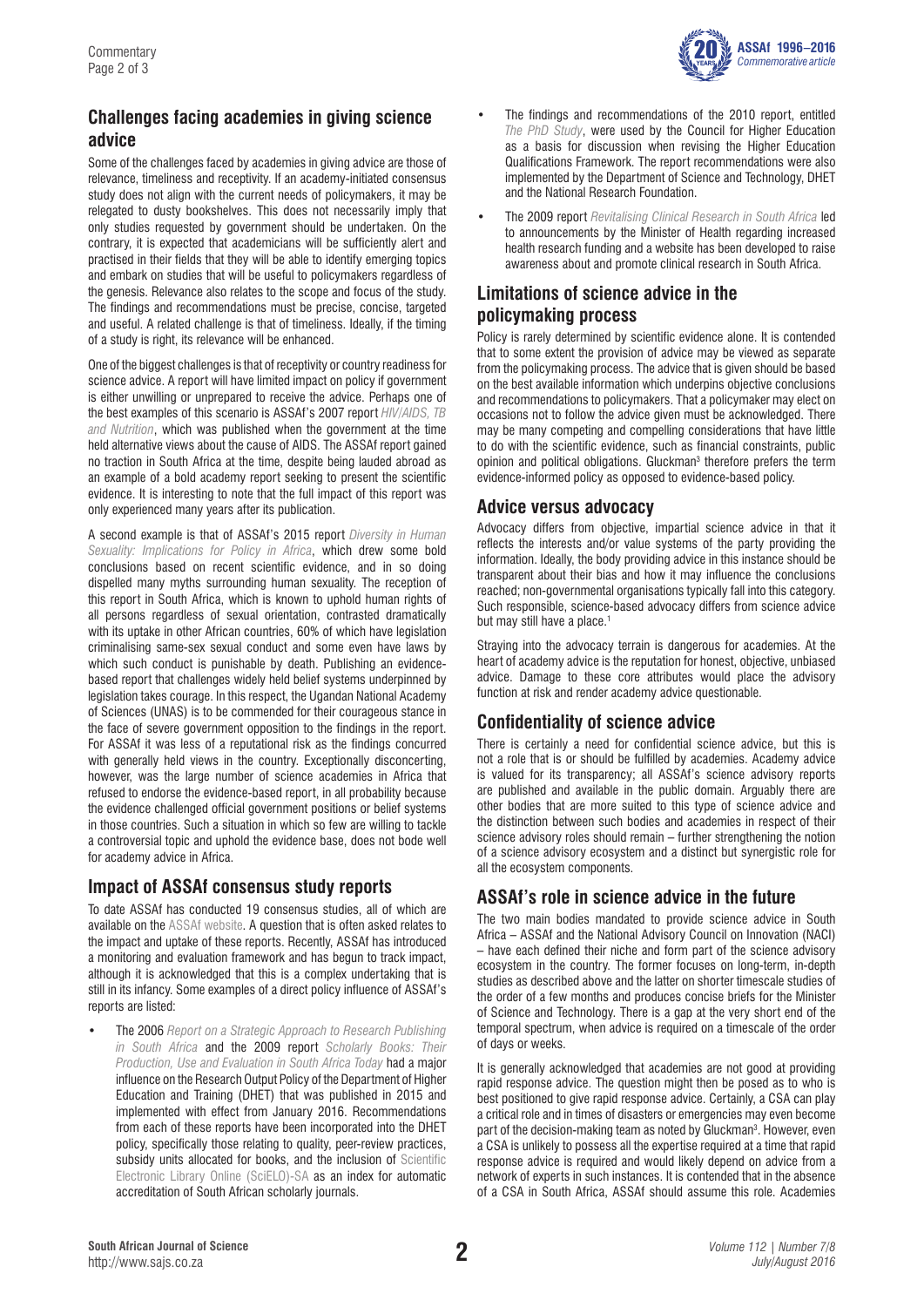## Challenges facing academies in giving science advice

Some of the challenges faced by academies in giving advice are those of relevance, timeliness and receptivity. If an academy-initiated consensus study does not align with the current needs of policymakers, it may be relegated to dusty bookshelves. This does not necessarily imply that only studies requested by government should be undertaken. On the contrary, it is expected that academicians will be sufficiently alert and practised in their fields that they will be able to identify emerging topics and embark on studies that will be useful to policymakers regardless of the genesis. Relevance also relates to the scope and focus of the study. The findings and recommendations must be precise, concise, targeted and useful. A related challenge is that of timeliness. Ideally, if the timing of a study is right, its relevance will be enhanced.

One of the biggest challenges is that of receptivity or country readiness for science advice. A report will have limited impact on policy if government is either unwilling or unprepared to receive the advice. Perhaps one of the best examples of this scenario is ASSAf's 2007 report *HIV/AIDS, TB and Nutrition*, which was published when the government at the time held alternative views about the cause of AIDS. The ASSAf report gained no traction in South Africa at the time, despite being lauded abroad as an example of a bold academy report seeking to present the scientific evidence. It is interesting to note that the full impact of this report was only experienced many years after its publication.

A second example is that of ASSAf's 2015 report *Diversity in Human Sexuality: Implications for Policy in Africa*, which drew some bold conclusions based on recent scientific evidence, and in so doing dispelled many myths surrounding human sexuality. The reception of this report in South Africa, which is known to uphold human rights of all persons regardless of sexual orientation, contrasted dramatically with its uptake in other African countries, 60% of which have legislation criminalising same-sex sexual conduct and some even have laws by which such conduct is punishable by death. Publishing an evidence-based report that challenges widely held belief systems underpinned by legislation takes courage. In this respect, the Ugandan National Academy of Sciences (UNAS) is to be commended for their courageous stance in the face of severe government opposition to the findings in the report. For ASSAf it was less of a reputational risk as the findings concurred with generally held views in the country. Exceptionally disconcerting, however, was the large number of science academies in Africa that refused to endorse the evidence-based report, in all probability because the evidence challenged official government positions or belief systems in those countries. Such a situation in which so few are willing to tackle a controversial topic and uphold the evidence base, does not bode well for academy advice in Africa.

## Impact of ASSAf consensus study reports

To date ASSAf has conducted 19 consensus studies, all of which are available on the ASSAf website. A question that is often asked relates to the impact and uptake of these reports. Recently, ASSAf has introduced a monitoring and evaluation framework and has begun to track impact, although it is acknowledged that this is a complex undertaking that is still in its infancy. Some examples of a direct policy influence of ASSAf's reports are listed:

- The 2006 *Report on a Strategic Approach to Research Publishing in South Africa* and the 2009 report *Scholarly Books: Their Production, Use and Evaluation in South Africa Today* had a major influence on the Research Output Policy of the Department of Higher Education and Training (DHET) that was published in 2015 and implemented with effect from January 2016. Recommendations from each of these reports have been incorporated into the DHET policy, specifically those relating to quality, peer-review practices, subsidy units allocated for books, and the inclusion of Scientific Electronic Library Online (SciELO)-SA as an index for automatic accreditation of South African scholarly journals.
- The findings and recommendations of the 2010 report, entitled *The PhD Study*, were used by the Council for Higher Education as a basis for discussion when revising the Higher Education Qualifications Framework. The report recommendations were also implemented by the Department of Science and Technology, DHET and the National Research Foundation.
- The 2009 report *Revitalising Clinical Research in South Africa* led to announcements by the Minister of Health regarding increased health research funding and a website has been developed to raise awareness about and promote clinical research in South Africa.

## Limitations of science advice in the policymaking process

Policy is rarely determined by scientific evidence alone. It is contended that to some extent the provision of advice may be viewed as separate from the policymaking process. The advice that is given should be based on the best available information which underpins objective conclusions and recommendations to policymakers. That a policymaker may elect on occasions not to follow the advice given must be acknowledged. There may be many competing and compelling considerations that have little to do with the scientific evidence, such as financial constraints, public opinion and political obligations. Gluckman[3] therefore prefers the term evidence-informed policy as opposed to evidence-based policy.

## Advice versus advocacy

Advocacy differs from objective, impartial science advice in that it reflects the interests and/or value systems of the party providing the information. Ideally, the body providing advice in this instance should be transparent about their bias and how it may influence the conclusions reached; non-governmental organisations typically fall into this category. Such responsible, science-based advocacy differs from science advice but may still have a place.[1]

Straying into the advocacy terrain is dangerous for academies. At the heart of academy advice is the reputation for honest, objective, unbiased advice. Damage to these core attributes would place the advisory function at risk and render academy advice questionable.

## Confidentiality of science advice

There is certainly a need for confidential science advice, but this is not a role that is or should be fulfilled by academies. Academy advice is valued for its transparency; all ASSAf's science advisory reports are published and available in the public domain. Arguably there are other bodies that are more suited to this type of science advice and the distinction between such bodies and academies in respect of their science advisory roles should remain – further strengthening the notion of a science advisory ecosystem and a distinct but synergistic role for all the ecosystem components.

## ASSAf's role in science advice in the future

The two main bodies mandated to provide science advice in South Africa – ASSAf and the National Advisory Council on Innovation (NACI) – have each defined their niche and form part of the science advisory ecosystem in the country. The former focuses on long-term, in-depth studies as described above and the latter on shorter timescale studies of the order of a few months and produces concise briefs for the Minister of Science and Technology. There is a gap at the very short end of the temporal spectrum, when advice is required on a timescale of the order of days or weeks.

It is generally acknowledged that academies are not good at providing rapid response advice. The question might then be posed as to who is best positioned to give rapid response advice. Certainly, a CSA can play a critical role and in times of disasters or emergencies may even become part of the decision-making team as noted by Gluckman[3]. However, even a CSA is unlikely to possess all the expertise required at a time that rapid response advice is required and would likely depend on advice from a network of experts in such instances. It is contended that in the absence of a CSA in South Africa, ASSAf should assume this role. Academies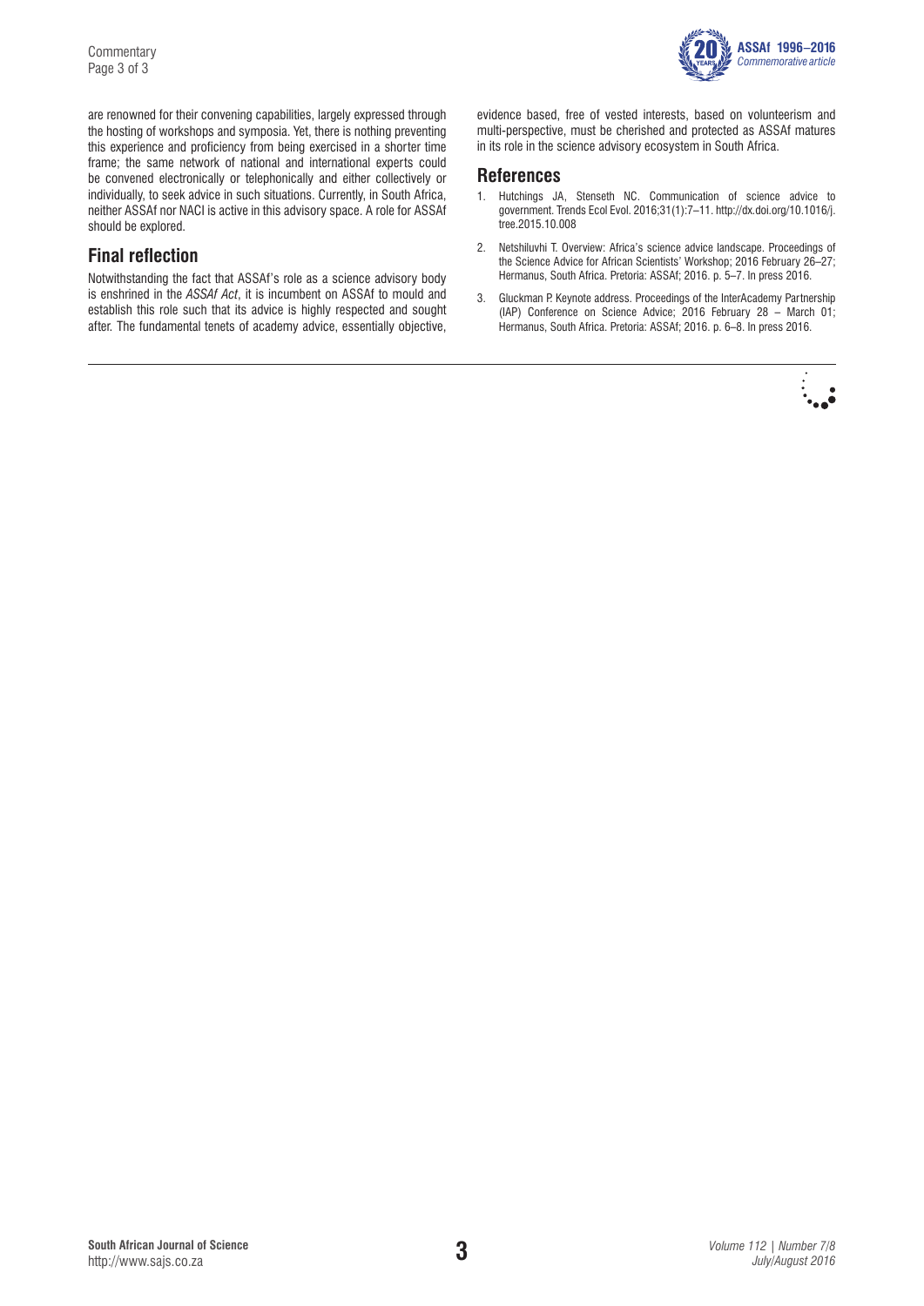are renowned for their convening capabilities, largely expressed through the hosting of workshops and symposia. Yet, there is nothing preventing this experience and proficiency from being exercised in a shorter time frame; the same network of national and international experts could be convened electronically or telephonically and either collectively or individually, to seek advice in such situations. Currently, in South Africa, neither ASSAf nor NACI is active in this advisory space. A role for ASSAf should be explored.

## Final reflection

Notwithstanding the fact that ASSAf's role as a science advisory body is enshrined in the *ASSAf Act*, it is incumbent on ASSAf to mould and establish this role such that its advice is highly respected and sought after. The fundamental tenets of academy advice, essentially objective, evidence based, free of vested interests, based on volunteerism and multi-perspective, must be cherished and protected as ASSAf matures in its role in the science advisory ecosystem in South Africa.

## References

1. Hutchings JA, Stenseth NC. Communication of science advice to government. Trends Ecol Evol. 2016;31(1):7–11. http://dx.doi.org/10.1016/j.tree.2015.10.008
2. Netshiluvhi T. Overview: Africa's science advice landscape. Proceedings of the Science Advice for African Scientists' Workshop; 2016 February 26–27; Hermanus, South Africa. Pretoria: ASSAf; 2016. p. 5–7. In press 2016.
3. Gluckman P. Keynote address. Proceedings of the InterAcademy Partnership (IAP) Conference on Science Advice; 2016 February 28 – March 01; Hermanus, South Africa. Pretoria: ASSAf; 2016. p. 6–8. In press 2016.